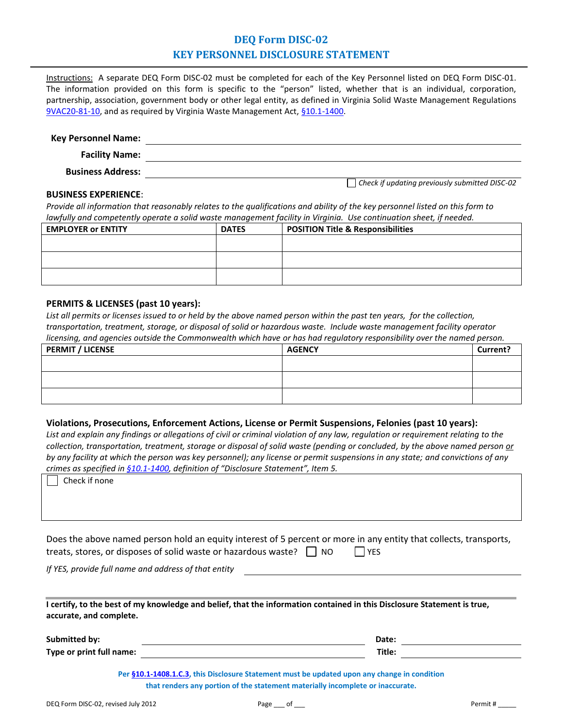# DEQ Form DISC-02

# KEY PERSONNEL DISCLOSURE STATEMENT

Instructions: A separate DEQ Form DISC-02 must be completed for each of the Key Personnel listed on DEQ Form DISC-01. The information provided on this form is specific to the "person" listed, whether that is an individual, corporation, partnership, association, government body or other legal entity, as defined in Virginia Solid Waste Management Regulations 9VAC20-81-10, and as required by Virginia Waste Management Act, §10.1-1400.

**Key Personnel Name:** ____________________

**Facility Name:** ____________________

**Business Address:** ____________________

☐ *Check if updating previously submitted DISC-02*

**BUSINESS EXPERIENCE**:

*Provide all information that reasonably relates to the qualifications and ability of the key personnel listed on this form to lawfully and competently operate a solid waste management facility in Virginia. Use continuation sheet, if needed.*

| EMPLOYER or ENTITY | DATES | POSITION Title & Responsibilities |
|---|---|---|
| | | |
| | | |
| | | |

**PERMITS & LICENSES (past 10 years):**

*List all permits or licenses issued to or held by the above named person within the past ten years, for the collection, transportation, treatment, storage, or disposal of solid or hazardous waste. Include waste management facility operator licensing, and agencies outside the Commonwealth which have or has had regulatory responsibility over the named person.*

| PERMIT / LICENSE | AGENCY | Current? |
|---|---|---|
| | | |
| | | |
| | | |

**Violations, Prosecutions, Enforcement Actions, License or Permit Suspensions, Felonies (past 10 years):**

*List and explain any findings or allegations of civil or criminal violation of any law, regulation or requirement relating to the collection, transportation, treatment, storage or disposal of solid waste (pending or concluded, by the above named person or by any facility at which the person was key personnel); any license or permit suspensions in any state; and convictions of any crimes as specified in §10.1-1400, definition of "Disclosure Statement", Item 5.*

☐ Check if none

Does the above named person hold an equity interest of 5 percent or more in any entity that collects, transports, treats, stores, or disposes of solid waste or hazardous waste? ☐ NO ☐ YES

*If YES, provide full name and address of that entity* ____________________

**I certify, to the best of my knowledge and belief, that the information contained in this Disclosure Statement is true, accurate, and complete.**

**Submitted by:** ____________________ **Date:** ____________________

**Type or print full name:** ____________________ **Title:** ____________________

**Per §10.1-1408.1.C.3, this Disclosure Statement must be updated upon any change in condition that renders any portion of the statement materially incomplete or inaccurate.**

DEQ Form DISC-02, revised July 2012 Permit # _____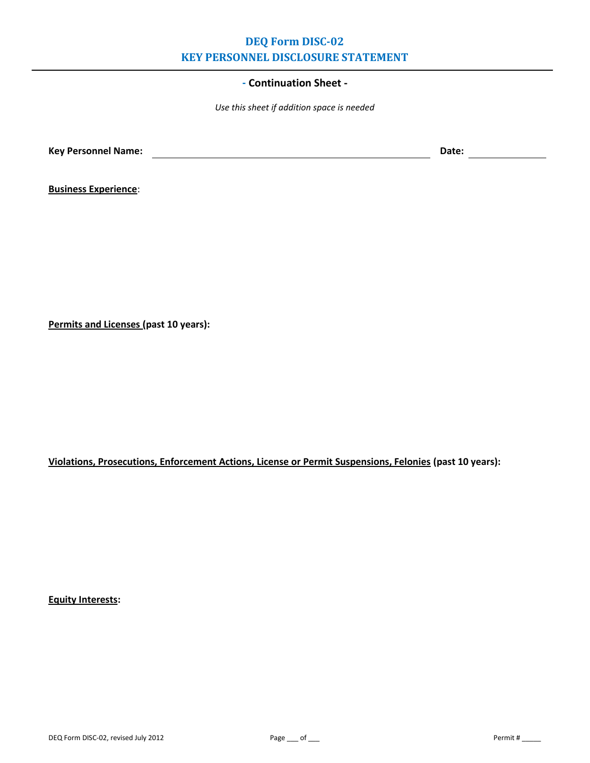# DEQ Form DISC-02
# KEY PERSONNEL DISCLOSURE STATEMENT

## - Continuation Sheet -

*Use this sheet if addition space is needed*

**Key Personnel Name:** ______________________________ **Date:** ____________

**Business Experience**:

**Permits and Licenses (past 10 years):**

**Violations, Prosecutions, Enforcement Actions, License or Permit Suspensions, Felonies (past 10 years):**

**Equity Interests:**

DEQ Form DISC-02, revised July 2012 Page ___ of ___ Permit # _____